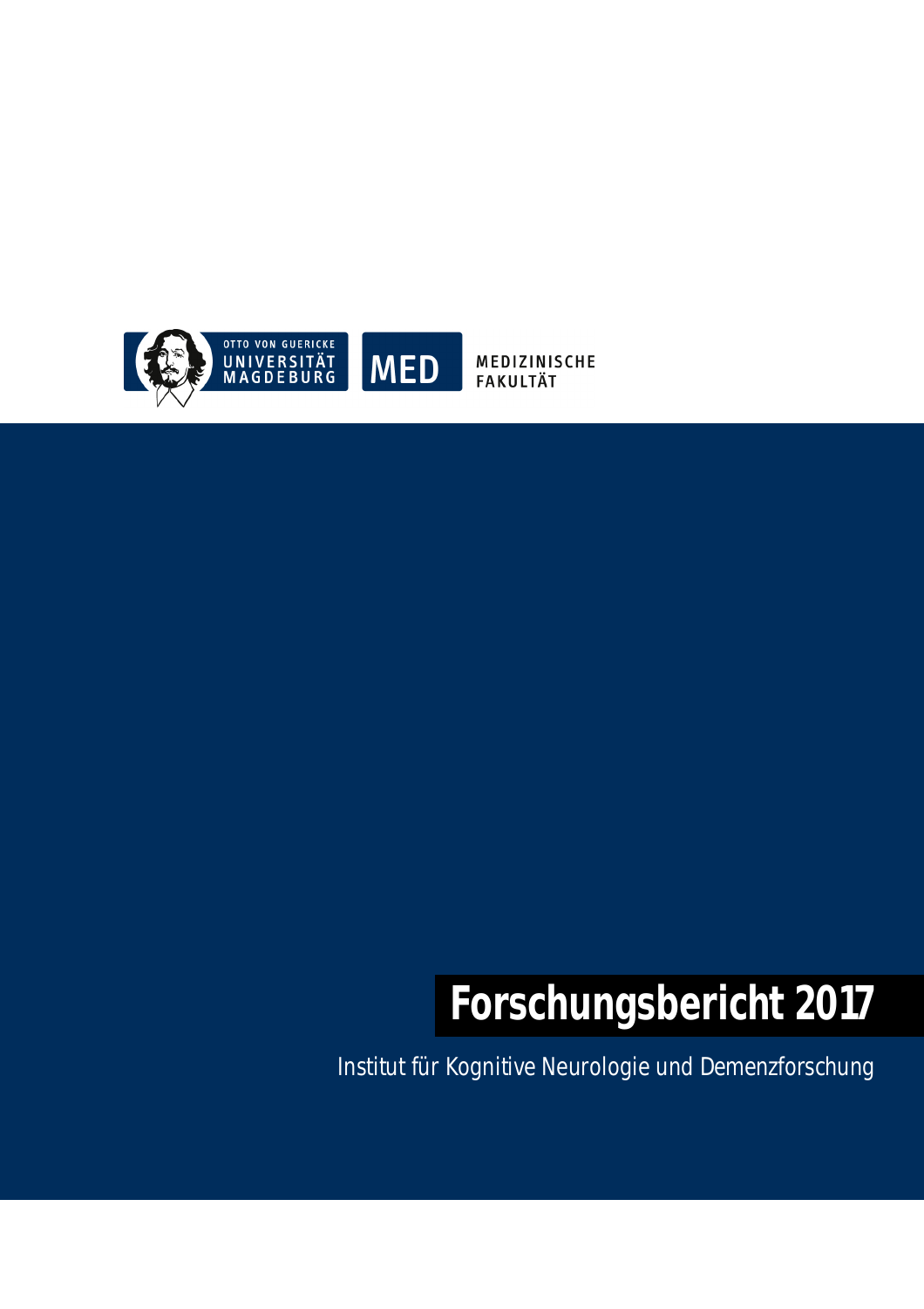OTTO VON GUERICKE UNIVERSITÄT MAGDEBURG

MED MEDIZINISCHE FAKULTÄT

# Forschungsbericht 2017

Institut für Kognitive Neurologie und Demenzforschung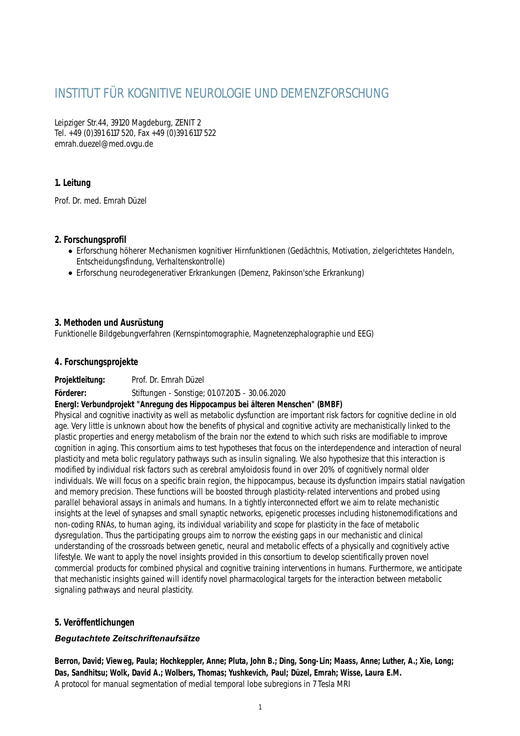# INSTITUT FÜR KOGNITIVE NEUROLOGIE UND DEMENZFORSCHUNG

Leipziger Str.44, 39120 Magdeburg, ZENIT 2
Tel. +49 (0)391 6117 520, Fax +49 (0)391 6117 522
emrah.duezel@med.ovgu.de

## 1. Leitung

Prof. Dr. med. Emrah Düzel

## 2. Forschungsprofil

- Erforschung höherer Mechanismen kognitiver Hirnfunktionen (Gedächtnis, Motivation, zielgerichtetes Handeln, Entscheidungsfindung, Verhaltenskontrolle)
- Erforschung neurodegenerativer Erkrankungen (Demenz, Pakinson'sche Erkrankung)

## 3. Methoden und Ausrüstung

Funktionelle Bildgebungverfahren (Kernspintomographie, Magnetenzephalographie und EEG)

## 4. Forschungsprojekte

**Projektleitung:** Prof. Dr. Emrah Düzel

**Förderer:** Stiftungen - Sonstige; 01.07.2015 - 30.06.2020

**EnergI: Verbundprojekt "Anregung des Hippocampus bei älteren Menschen" (BMBF)**

Physical and cognitive inactivity as well as metabolic dysfunction are important risk factors for cognitive decline in old age. Very little is unknown about how the benefits of physical and cognitive activity are mechanistically linked to the plastic properties and energy metabolism of the brain nor the extend to which such risks are modifiable to improve cognition in aging. This consortium aims to test hypotheses that focus on the interdependence and interaction of neural plasticity and meta bolic regulatory pathways such as insulin signaling. We also hypothesize that this interaction is modified by individual risk factors such as cerebral amyloidosis found in over 20% of cognitively normal older individuals. We will focus on a specific brain region, the hippocampus, because its dysfunction impairs statial navigation and memory precision. These functions will be boosted through plasticity-related interventions and probed using parallel behavioral assays in animals and humans. In a tightly interconnected effort we aim to relate mechanistic insights at the level of synapses and small synaptic networks, epigenetic processes including histonemodifications and non-coding RNAs, to human aging, its individual variability and scope for plasticity in the face of metabolic dysregulation. Thus the participating groups aim to norrow the existing gaps in our mechanistic and clinical understanding of the crossroads between genetic, neural and metabolic effects of a physically and cognitively active lifestyle. We want to apply the novel insights provided in this consortium to develop scientifically proven novel commercial products for combined physical and cognitive training interventions in humans. Furthermore, we anticipate that mechanistic insights gained will identify novel pharmacological targets for the interaction between metabolic signaling pathways and neural plasticity.

## 5. Veröffentlichungen

### *Begutachtete Zeitschriftenaufsätze*

**Berron, David; Vieweg, Paula; Hochkeppler, Anne; Pluta, John B.; Ding, Song-Lin; Maass, Anne; Luther, A.; Xie, Long; Das, Sandhitsu; Wolk, David A.; Wolbers, Thomas; Yushkevich, Paul; Düzel, Emrah; Wisse, Laura E.M.**
A protocol for manual segmentation of medial temporal lobe subregions in 7 Tesla MRI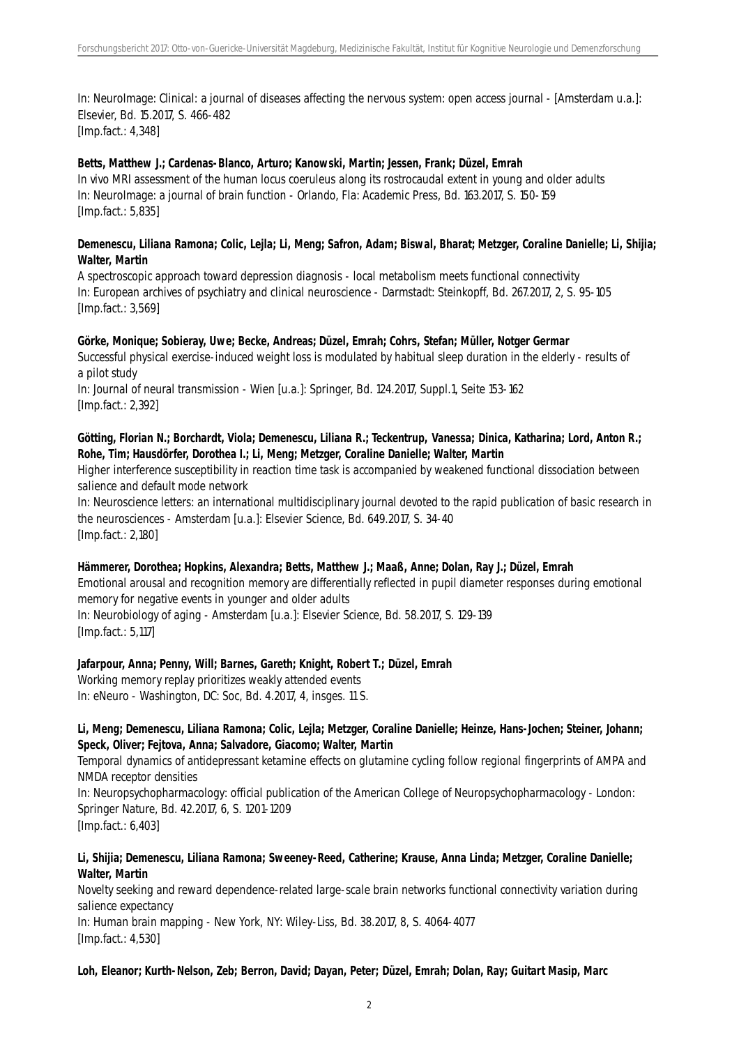In: NeuroImage: Clinical: a journal of diseases affecting the nervous system: open access journal - [Amsterdam u.a.]: Elsevier, Bd. 15.2017, S. 466-482
[Imp.fact.: 4,348]

**Betts, Matthew J.; Cardenas-Blanco, Arturo; Kanowski, Martin; Jessen, Frank; Düzel, Emrah**
In vivo MRI assessment of the human locus coeruleus along its rostrocaudal extent in young and older adults
In: NeuroImage: a journal of brain function - Orlando, Fla: Academic Press, Bd. 163.2017, S. 150-159
[Imp.fact.: 5,835]

**Demenescu, Liliana Ramona; Colic, Lejla; Li, Meng; Safron, Adam; Biswal, Bharat; Metzger, Coraline Danielle; Li, Shijia; Walter, Martin**
A spectroscopic approach toward depression diagnosis - local metabolism meets functional connectivity
In: European archives of psychiatry and clinical neuroscience - Darmstadt: Steinkopff, Bd. 267.2017, 2, S. 95-105
[Imp.fact.: 3,569]

**Görke, Monique; Sobieray, Uwe; Becke, Andreas; Düzel, Emrah; Cohrs, Stefan; Müller, Notger Germar**
Successful physical exercise-induced weight loss is modulated by habitual sleep duration in the elderly - results of a pilot study
In: Journal of neural transmission - Wien [u.a.]: Springer, Bd. 124.2017, Suppl.1, Seite 153-162
[Imp.fact.: 2,392]

**Götting, Florian N.; Borchardt, Viola; Demenescu, Liliana R.; Teckentrup, Vanessa; Dinica, Katharina; Lord, Anton R.; Rohe, Tim; Hausdörfer, Dorothea I.; Li, Meng; Metzger, Coraline Danielle; Walter, Martin**
Higher interference susceptibility in reaction time task is accompanied by weakened functional dissociation between salience and default mode network
In: Neuroscience letters: an international multidisciplinary journal devoted to the rapid publication of basic research in the neurosciences - Amsterdam [u.a.]: Elsevier Science, Bd. 649.2017, S. 34-40
[Imp.fact.: 2,180]

**Hämmerer, Dorothea; Hopkins, Alexandra; Betts, Matthew J.; Maaß, Anne; Dolan, Ray J.; Düzel, Emrah**
Emotional arousal and recognition memory are differentially reflected in pupil diameter responses during emotional memory for negative events in younger and older adults
In: Neurobiology of aging - Amsterdam [u.a.]: Elsevier Science, Bd. 58.2017, S. 129-139
[Imp.fact.: 5,117]

**Jafarpour, Anna; Penny, Will; Barnes, Gareth; Knight, Robert T.; Düzel, Emrah**
Working memory replay prioritizes weakly attended events
In: eNeuro - Washington, DC: Soc, Bd. 4.2017, 4, insges. 11 S.

**Li, Meng; Demenescu, Liliana Ramona; Colic, Lejla; Metzger, Coraline Danielle; Heinze, Hans-Jochen; Steiner, Johann; Speck, Oliver; Fejtova, Anna; Salvadore, Giacomo; Walter, Martin**
Temporal dynamics of antidepressant ketamine effects on glutamine cycling follow regional fingerprints of AMPA and NMDA receptor densities
In: Neuropsychopharmacology: official publication of the American College of Neuropsychopharmacology - London: Springer Nature, Bd. 42.2017, 6, S. 1201-1209
[Imp.fact.: 6,403]

**Li, Shijia; Demenescu, Liliana Ramona; Sweeney-Reed, Catherine; Krause, Anna Linda; Metzger, Coraline Danielle; Walter, Martin**
Novelty seeking and reward dependence-related large-scale brain networks functional connectivity variation during salience expectancy
In: Human brain mapping - New York, NY: Wiley-Liss, Bd. 38.2017, 8, S. 4064-4077
[Imp.fact.: 4,530]

**Loh, Eleanor; Kurth-Nelson, Zeb; Berron, David; Dayan, Peter; Düzel, Emrah; Dolan, Ray; Guitart Masip, Marc**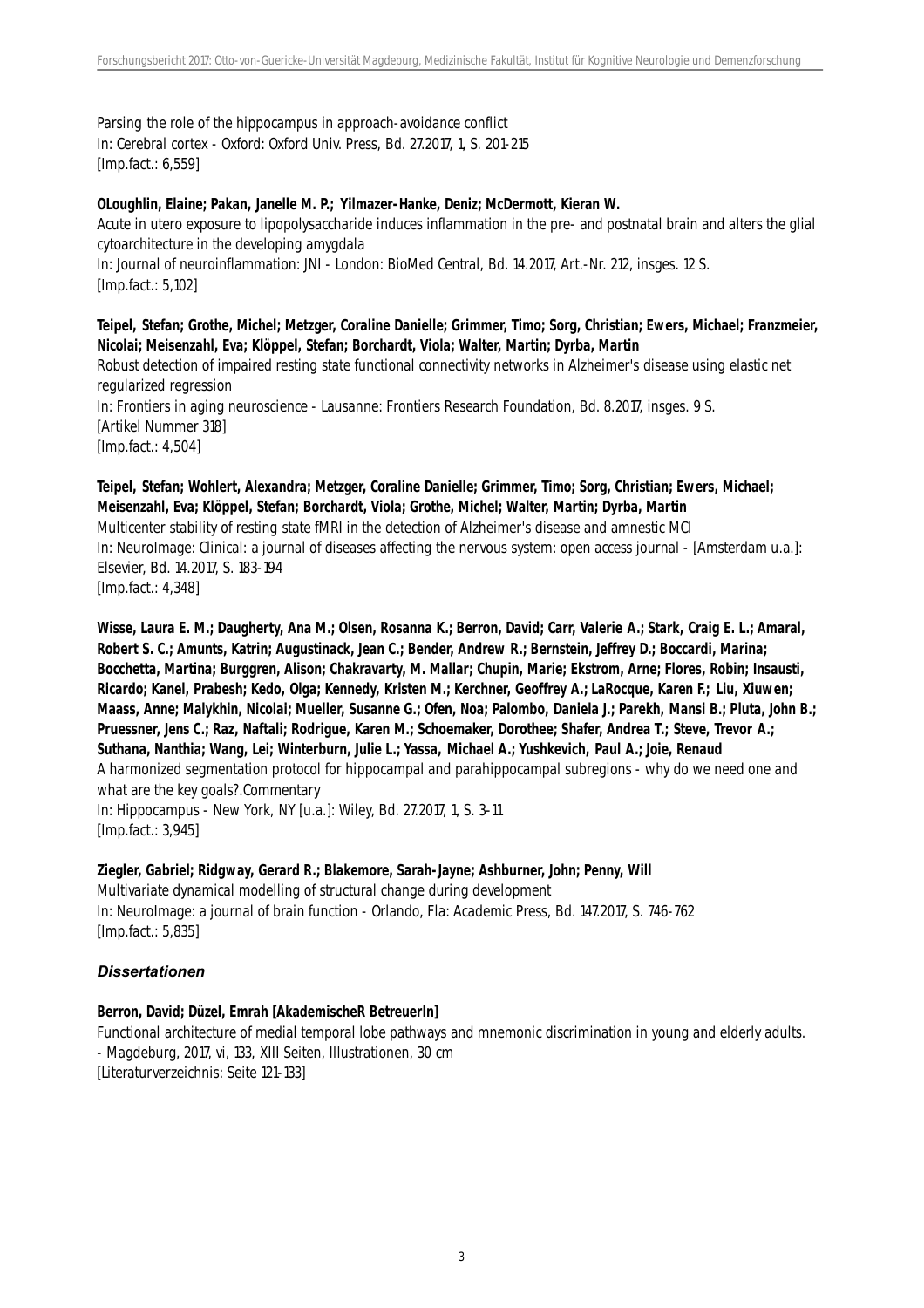Parsing the role of the hippocampus in approach-avoidance conflict
In: Cerebral cortex - Oxford: Oxford Univ. Press, Bd. 27.2017, 1, S. 201-215
[Imp.fact.: 6,559]

**OLoughlin, Elaine; Pakan, Janelle M. P.; Yilmazer-Hanke, Deniz; McDermott, Kieran W.**
Acute in utero exposure to lipopolysaccharide induces inflammation in the pre- and postnatal brain and alters the glial cytoarchitecture in the developing amygdala
In: Journal of neuroinflammation: JNI - London: BioMed Central, Bd. 14.2017, Art.-Nr. 212, insges. 12 S.
[Imp.fact.: 5,102]

**Teipel, Stefan; Grothe, Michel; Metzger, Coraline Danielle; Grimmer, Timo; Sorg, Christian; Ewers, Michael; Franzmeier, Nicolai; Meisenzahl, Eva; Klöppel, Stefan; Borchardt, Viola; Walter, Martin; Dyrba, Martin**
Robust detection of impaired resting state functional connectivity networks in Alzheimer's disease using elastic net regularized regression
In: Frontiers in aging neuroscience - Lausanne: Frontiers Research Foundation, Bd. 8.2017, insges. 9 S.
[Artikel Nummer 318]
[Imp.fact.: 4,504]

**Teipel, Stefan; Wohlert, Alexandra; Metzger, Coraline Danielle; Grimmer, Timo; Sorg, Christian; Ewers, Michael; Meisenzahl, Eva; Klöppel, Stefan; Borchardt, Viola; Grothe, Michel; Walter, Martin; Dyrba, Martin**
Multicenter stability of resting state fMRI in the detection of Alzheimer's disease and amnestic MCI
In: NeuroImage: Clinical: a journal of diseases affecting the nervous system: open access journal - [Amsterdam u.a.]: Elsevier, Bd. 14.2017, S. 183-194
[Imp.fact.: 4,348]

**Wisse, Laura E. M.; Daugherty, Ana M.; Olsen, Rosanna K.; Berron, David; Carr, Valerie A.; Stark, Craig E. L.; Amaral, Robert S. C.; Amunts, Katrin; Augustinack, Jean C.; Bender, Andrew R.; Bernstein, Jeffrey D.; Boccardi, Marina; Bocchetta, Martina; Burggren, Alison; Chakravarty, M. Mallar; Chupin, Marie; Ekstrom, Arne; Flores, Robin; Insausti, Ricardo; Kanel, Prabesh; Kedo, Olga; Kennedy, Kristen M.; Kerchner, Geoffrey A.; LaRocque, Karen F.; Liu, Xiuwen; Maass, Anne; Malykhin, Nicolai; Mueller, Susanne G.; Ofen, Noa; Palombo, Daniela J.; Parekh, Mansi B.; Pluta, John B.; Pruessner, Jens C.; Raz, Naftali; Rodrigue, Karen M.; Schoemaker, Dorothee; Shafer, Andrea T.; Steve, Trevor A.; Suthana, Nanthia; Wang, Lei; Winterburn, Julie L.; Yassa, Michael A.; Yushkevich, Paul A.; Joie, Renaud**
A harmonized segmentation protocol for hippocampal and parahippocampal subregions - why do we need one and what are the key goals?.Commentary
In: Hippocampus - New York, NY [u.a.]: Wiley, Bd. 27.2017, 1, S. 3-11
[Imp.fact.: 3,945]

**Ziegler, Gabriel; Ridgway, Gerard R.; Blakemore, Sarah-Jayne; Ashburner, John; Penny, Will**
Multivariate dynamical modelling of structural change during development
In: NeuroImage: a journal of brain function - Orlando, Fla: Academic Press, Bd. 147.2017, S. 746-762
[Imp.fact.: 5,835]

### *Dissertationen*

**Berron, David; Düzel, Emrah [AkademischeR BetreuerIn]**
Functional architecture of medial temporal lobe pathways and mnemonic discrimination in young and elderly adults.
- Magdeburg, 2017, vi, 133, XIII Seiten, Illustrationen, 30 cm
[Literaturverzeichnis: Seite 121-133]